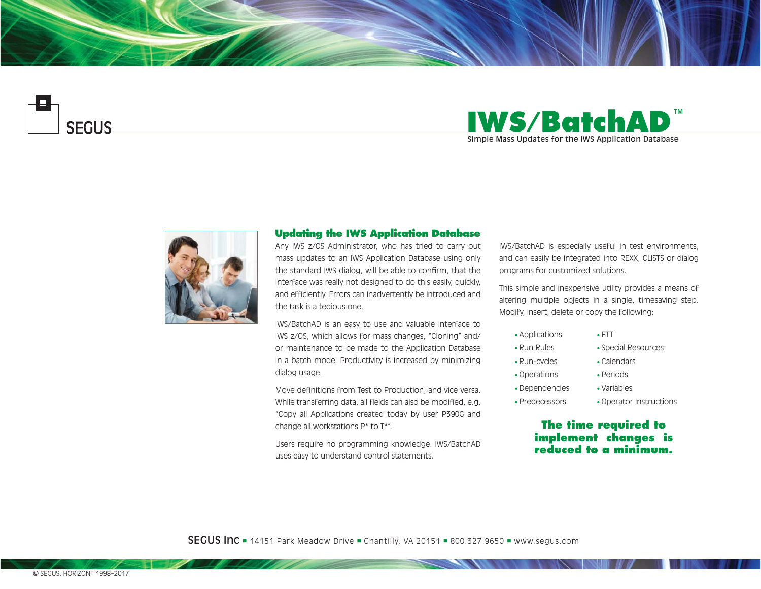SEGUS

# IWS/BatchAD™

Simple Mass Updates for the IWS Application Database

## Updating the IWS Application Database

Any IWS z/OS Administrator, who has tried to carry out mass updates to an IWS Application Database using only the standard IWS dialog, will be able to confirm, that the interface was really not designed to do this easily, quickly, and efficiently. Errors can inadvertently be introduced and the task is a tedious one.

IWS/BatchAD is an easy to use and valuable interface to IWS z/OS, which allows for mass changes, "Cloning" and/or maintenance to be made to the Application Database in a batch mode. Productivity is increased by minimizing dialog usage.

Move definitions from Test to Production, and vice versa. While transferring data, all fields can also be modified, e.g. "Copy all Applications created today by user P390G and change all workstations P* to T*".

Users require no programming knowledge. IWS/BatchAD uses easy to understand control statements.

IWS/BatchAD is especially useful in test environments, and can easily be integrated into REXX, CLISTS or dialog programs for customized solutions.

This simple and inexpensive utility provides a means of altering multiple objects in a single, timesaving step. Modify, insert, delete or copy the following:

- Applications
- Run Rules
- Run-cycles
- Operations
- Dependencies
- Predecessors
- ETT
- Special Resources
- Calendars
- Periods
- Variables
- Operator Instructions

**The time required to implement changes is reduced to a minimum.**

SEGUS Inc ▪ 14151 Park Meadow Drive ▪ Chantilly, VA 20151 ▪ 800.327.9650 ▪ www.segus.com

© SEGUS, HORIZONT 1998–2017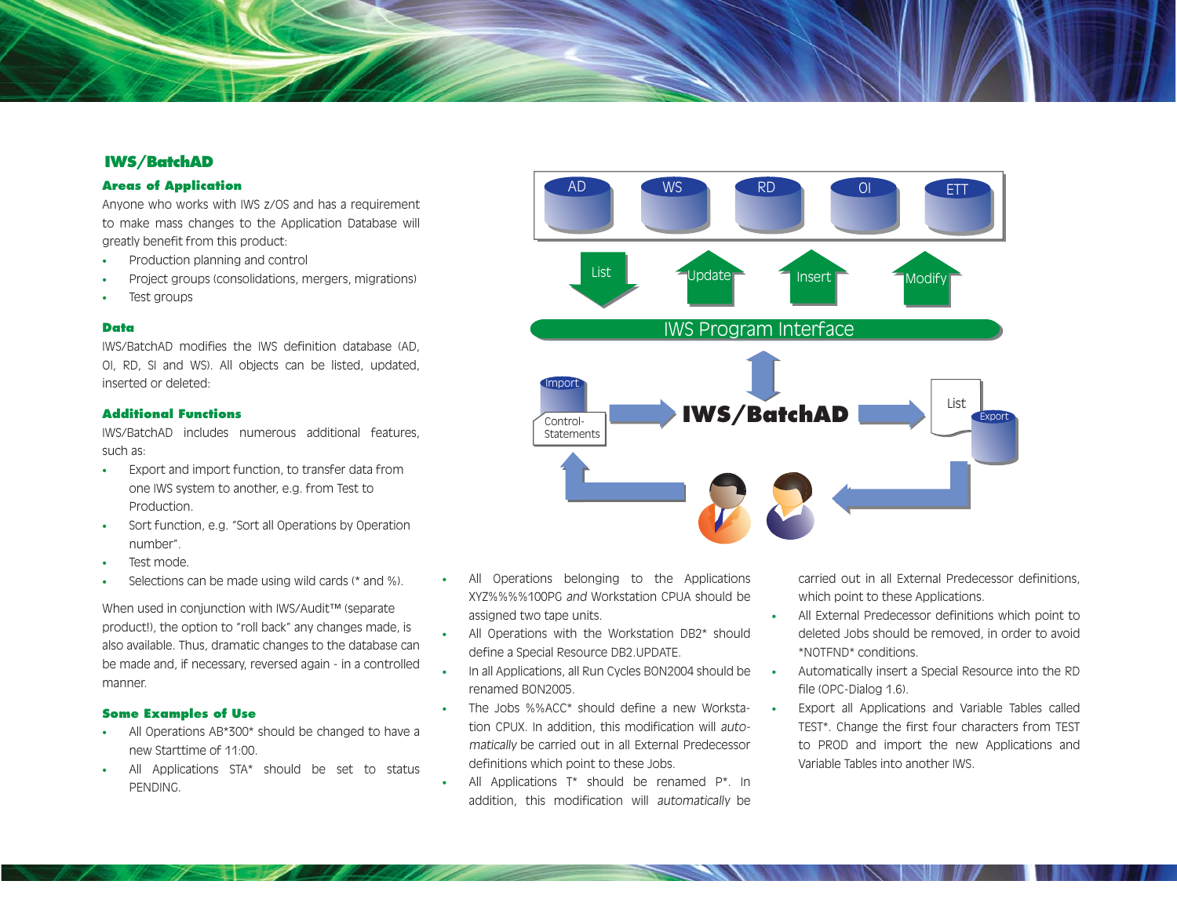## IWS/BatchAD

### Areas of Application

Anyone who works with IWS z/OS and has a requirement to make mass changes to the Application Database will greatly benefit from this product:

- Production planning and control
- Project groups (consolidations, mergers, migrations)
- Test groups

### Data

IWS/BatchAD modifies the IWS definition database (AD, OI, RD, SI and WS). All objects can be listed, updated, inserted or deleted:

### Additional Functions

IWS/BatchAD includes numerous additional features, such as:

- Export and import function, to transfer data from one IWS system to another, e.g. from Test to Production.
- Sort function, e.g. "Sort all Operations by Operation number".
- Test mode.
- Selections can be made using wild cards (* and %).

When used in conjunction with IWS/Audit™ (separate product!), the option to "roll back" any changes made, is also available. Thus, dramatic changes to the database can be made and, if necessary, reversed again - in a controlled manner.

AD
WS
RD
OI
ETT
List
Update
Insert
Modify
IWS Program Interface
Import
Control-Statements
IWS/BatchAD
List
Export

### Some Examples of Use

- All Operations AB*300* should be changed to have a new Starttime of 11:00.
- All Applications STA* should be set to status PENDING.
- All Operations belonging to the Applications XYZ%%%%100PG *and* Workstation CPUA should be assigned two tape units.
- All Operations with the Workstation DB2* should define a Special Resource DB2.UPDATE.
- In all Applications, all Run Cycles BON2004 should be renamed BON2005.
- The Jobs %%ACC* should define a new Workstation CPUX. In addition, this modification will *automatically* be carried out in all External Predecessor definitions which point to these Jobs.
- All Applications T* should be renamed P*. In addition, this modification will *automatically* be carried out in all External Predecessor definitions, which point to these Applications.
- All External Predecessor definitions which point to deleted Jobs should be removed, in order to avoid *NOTFND* conditions.
- Automatically insert a Special Resource into the RD file (OPC-Dialog 1.6).
- Export all Applications and Variable Tables called TEST*. Change the first four characters from TEST to PROD and import the new Applications and Variable Tables into another IWS.